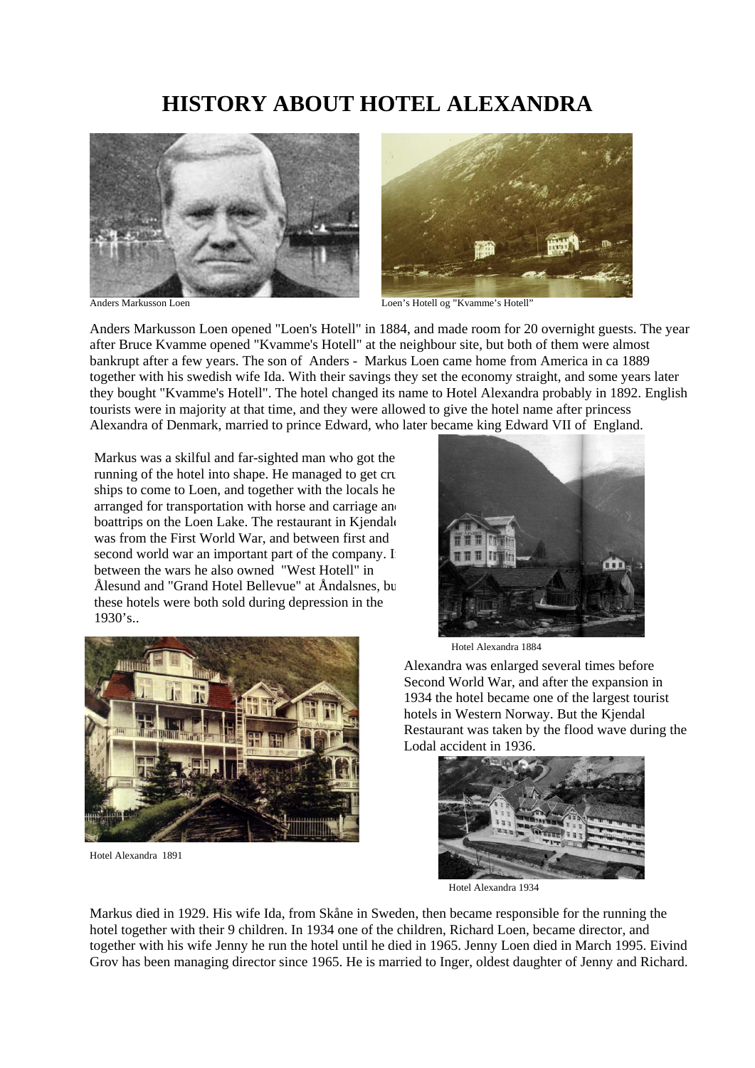# HISTORY ABOUT HOTEL ALEXANDRA

Anders Markusson Loen

Loen's Hotell og "Kvamme's Hotell"

Anders Markusson Loen opened "Loen's Hotell" in 1884, and made room for 20 overnight guests. The year after Bruce Kvamme opened "Kvamme's Hotell" at the neighbour site, but both of them were almost bankrupt after a few years. The son of Anders - Markus Loen came home from America in ca 1889 together with his swedish wife Ida. With their savings they set the economy straight, and some years later they bought "Kvamme's Hotell". The hotel changed its name to Hotel Alexandra probably in 1892. English tourists were in majority at that time, and they were allowed to give the hotel name after princess Alexandra of Denmark, married to prince Edward, who later became king Edward VII of England.

Markus was a skilful and far-sighted man who got the running of the hotel into shape. He managed to get cru ships to come to Loen, and together with the locals he arranged for transportation with horse and carriage an boattrips on the Loen Lake. The restaurant in Kjendal was from the First World War, and between first and second world war an important part of the company. I between the wars he also owned "West Hotell" in Ålesund and "Grand Hotel Bellevue" at Åndalsnes, bu these hotels were both sold during depression in the 1930's..

Hotel Alexandra 1884

Alexandra was enlarged several times before Second World War, and after the expansion in 1934 the hotel became one of the largest tourist hotels in Western Norway. But the Kjendal Restaurant was taken by the flood wave during the Lodal accident in 1936.

Hotel Alexandra 1891

Hotel Alexandra 1934

Markus died in 1929. His wife Ida, from Skåne in Sweden, then became responsible for the running the hotel together with their 9 children. In 1934 one of the children, Richard Loen, became director, and together with his wife Jenny he run the hotel until he died in 1965. Jenny Loen died in March 1995. Eivind Grov has been managing director since 1965. He is married to Inger, oldest daughter of Jenny and Richard.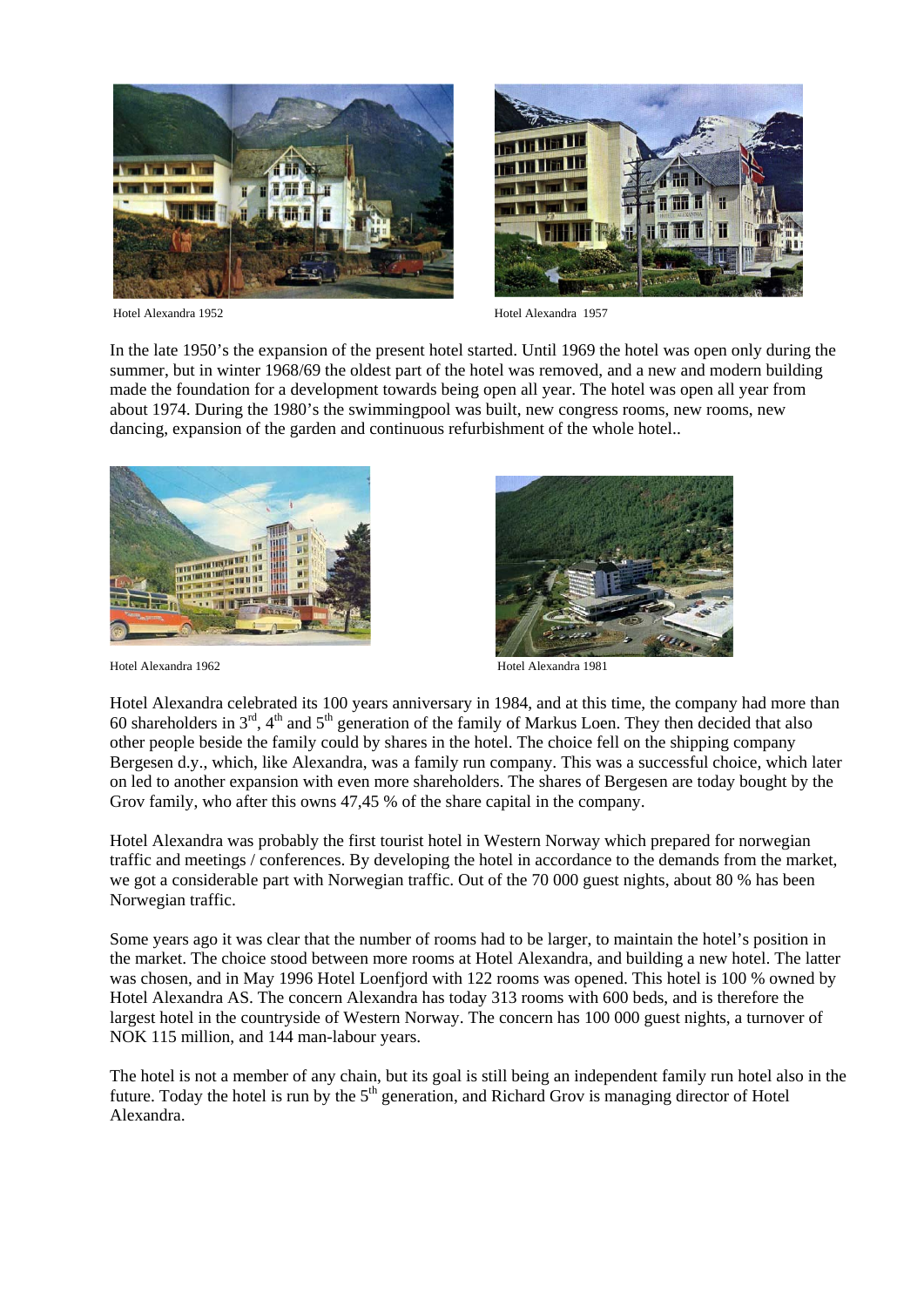Hotel Alexandra 1952

Hotel Alexandra 1957

In the late 1950's the expansion of the present hotel started. Until 1969 the hotel was open only during the summer, but in winter 1968/69 the oldest part of the hotel was removed, and a new and modern building made the foundation for a development towards being open all year. The hotel was open all year from about 1974. During the 1980's the swimmingpool was built, new congress rooms, new rooms, new dancing, expansion of the garden and continuous refurbishment of the whole hotel..

Hotel Alexandra 1962

Hotel Alexandra 1981

Hotel Alexandra celebrated its 100 years anniversary in 1984, and at this time, the company had more than 60 shareholders in 3rd, 4th and 5th generation of the family of Markus Loen. They then decided that also other people beside the family could by shares in the hotel. The choice fell on the shipping company Bergesen d.y., which, like Alexandra, was a family run company. This was a successful choice, which later on led to another expansion with even more shareholders. The shares of Bergesen are today bought by the Grov family, who after this owns 47,45 % of the share capital in the company.

Hotel Alexandra was probably the first tourist hotel in Western Norway which prepared for norwegian traffic and meetings / conferences. By developing the hotel in accordance to the demands from the market, we got a considerable part with Norwegian traffic. Out of the 70 000 guest nights, about 80 % has been Norwegian traffic.

Some years ago it was clear that the number of rooms had to be larger, to maintain the hotel's position in the market. The choice stood between more rooms at Hotel Alexandra, and building a new hotel. The latter was chosen, and in May 1996 Hotel Loenfjord with 122 rooms was opened. This hotel is 100 % owned by Hotel Alexandra AS. The concern Alexandra has today 313 rooms with 600 beds, and is therefore the largest hotel in the countryside of Western Norway. The concern has 100 000 guest nights, a turnover of NOK 115 million, and 144 man-labour years.

The hotel is not a member of any chain, but its goal is still being an independent family run hotel also in the future. Today the hotel is run by the 5th generation, and Richard Grov is managing director of Hotel Alexandra.